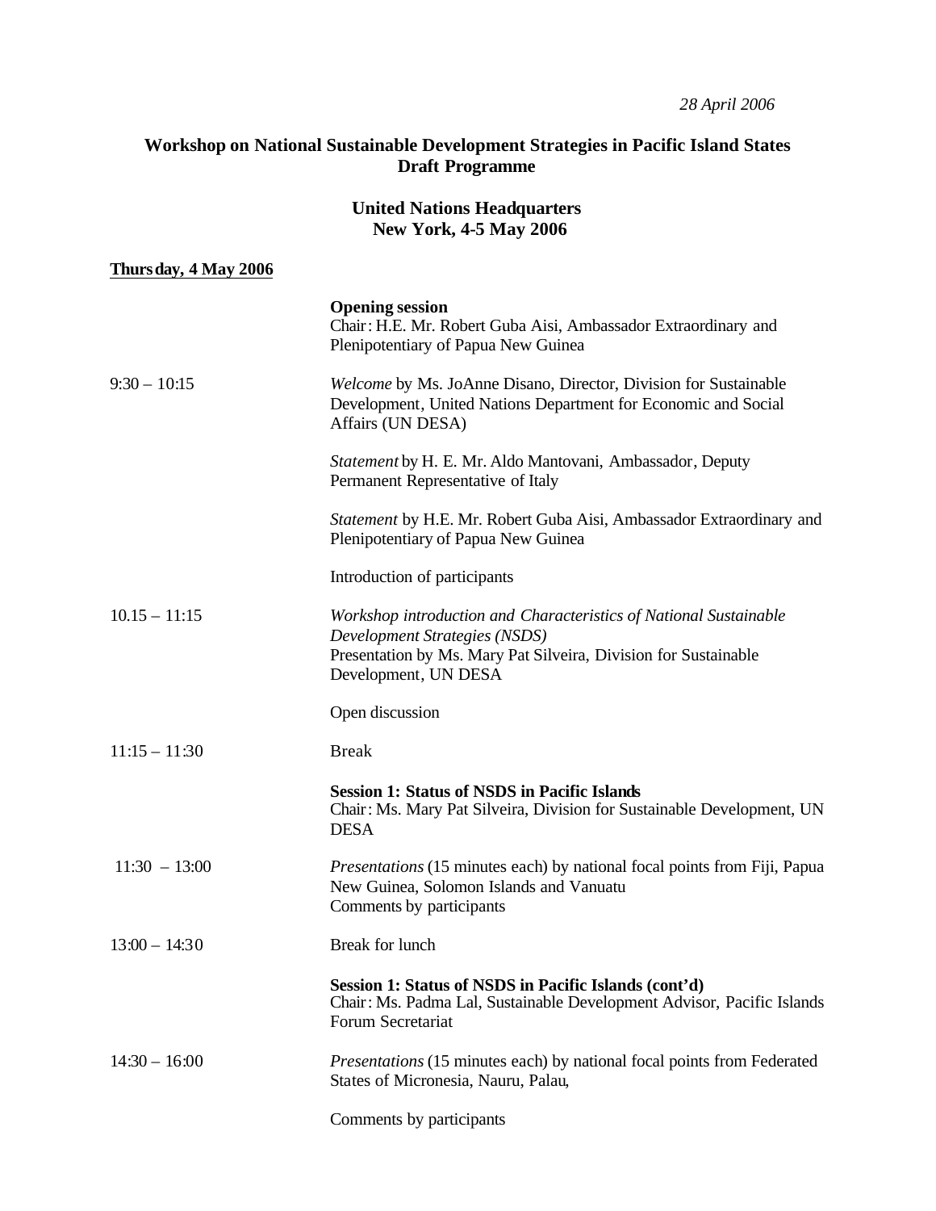*28 April 2006*

**Workshop on National Sustainable Development Strategies in Pacific Island States**
**Draft Programme**

**United Nations Headquarters**
**New York, 4-5 May 2006**

**Thursday, 4 May 2006**

| | |
|---|---|
| | **Opening session**<br>Chair: H.E. Mr. Robert Guba Aisi, Ambassador Extraordinary and Plenipotentiary of Papua New Guinea |
| 9:30 – 10:15 | *Welcome* by Ms. JoAnne Disano, Director, Division for Sustainable Development, United Nations Department for Economic and Social Affairs (UN DESA) |
| | *Statement* by H. E. Mr. Aldo Mantovani, Ambassador, Deputy Permanent Representative of Italy |
| | *Statement* by H.E. Mr. Robert Guba Aisi, Ambassador Extraordinary and Plenipotentiary of Papua New Guinea |
| | Introduction of participants |
| 10.15 – 11:15 | *Workshop introduction and Characteristics of National Sustainable Development Strategies (NSDS)*<br>Presentation by Ms. Mary Pat Silveira, Division for Sustainable Development, UN DESA |
| | Open discussion |
| 11:15 – 11:30 | Break |
| | **Session 1: Status of NSDS in Pacific Islands**<br>Chair: Ms. Mary Pat Silveira, Division for Sustainable Development, UN DESA |
| 11:30 – 13:00 | *Presentations* (15 minutes each) by national focal points from Fiji, Papua New Guinea, Solomon Islands and Vanuatu<br>Comments by participants |
| 13:00 – 14:30 | Break for lunch |
| | **Session 1: Status of NSDS in Pacific Islands (cont'd)**<br>Chair: Ms. Padma Lal, Sustainable Development Advisor, Pacific Islands Forum Secretariat |
| 14:30 – 16:00 | *Presentations* (15 minutes each) by national focal points from Federated States of Micronesia, Nauru, Palau, |
| | Comments by participants |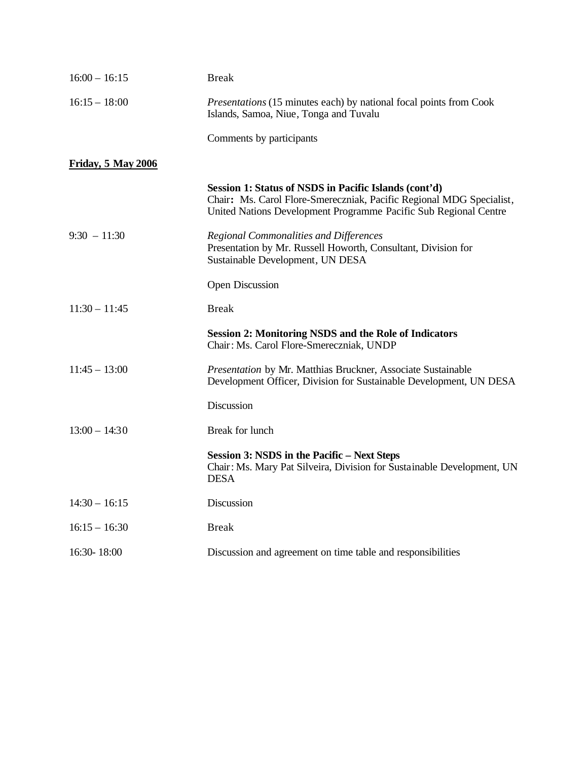| | |
|---|---|
| 16:00 – 16:15 | Break |
| 16:15 – 18:00 | *Presentations* (15 minutes each) by national focal points from Cook Islands, Samoa, Niue, Tonga and Tuvalu |
| | Comments by participants |

**Friday, 5 May 2006**

| | |
|---|---|
| | **Session 1: Status of NSDS in Pacific Islands (cont'd)**<br>Chair**:** Ms. Carol Flore-Smereczniak, Pacific Regional MDG Specialist, United Nations Development Programme Pacific Sub Regional Centre |
| 9:30 – 11:30 | *Regional Commonalities and Differences*<br>Presentation by Mr. Russell Howorth, Consultant, Division for Sustainable Development, UN DESA |
| | Open Discussion |
| 11:30 – 11:45 | Break |
| | **Session 2: Monitoring NSDS and the Role of Indicators**<br>Chair: Ms. Carol Flore-Smereczniak, UNDP |
| 11:45 – 13:00 | *Presentation* by Mr. Matthias Bruckner, Associate Sustainable Development Officer, Division for Sustainable Development, UN DESA |
| | Discussion |
| 13:00 – 14:30 | Break for lunch |
| | **Session 3: NSDS in the Pacific – Next Steps**<br>Chair: Ms. Mary Pat Silveira, Division for Sustainable Development, UN DESA |
| 14:30 – 16:15 | Discussion |
| 16:15 – 16:30 | Break |
| 16:30- 18:00 | Discussion and agreement on time table and responsibilities |